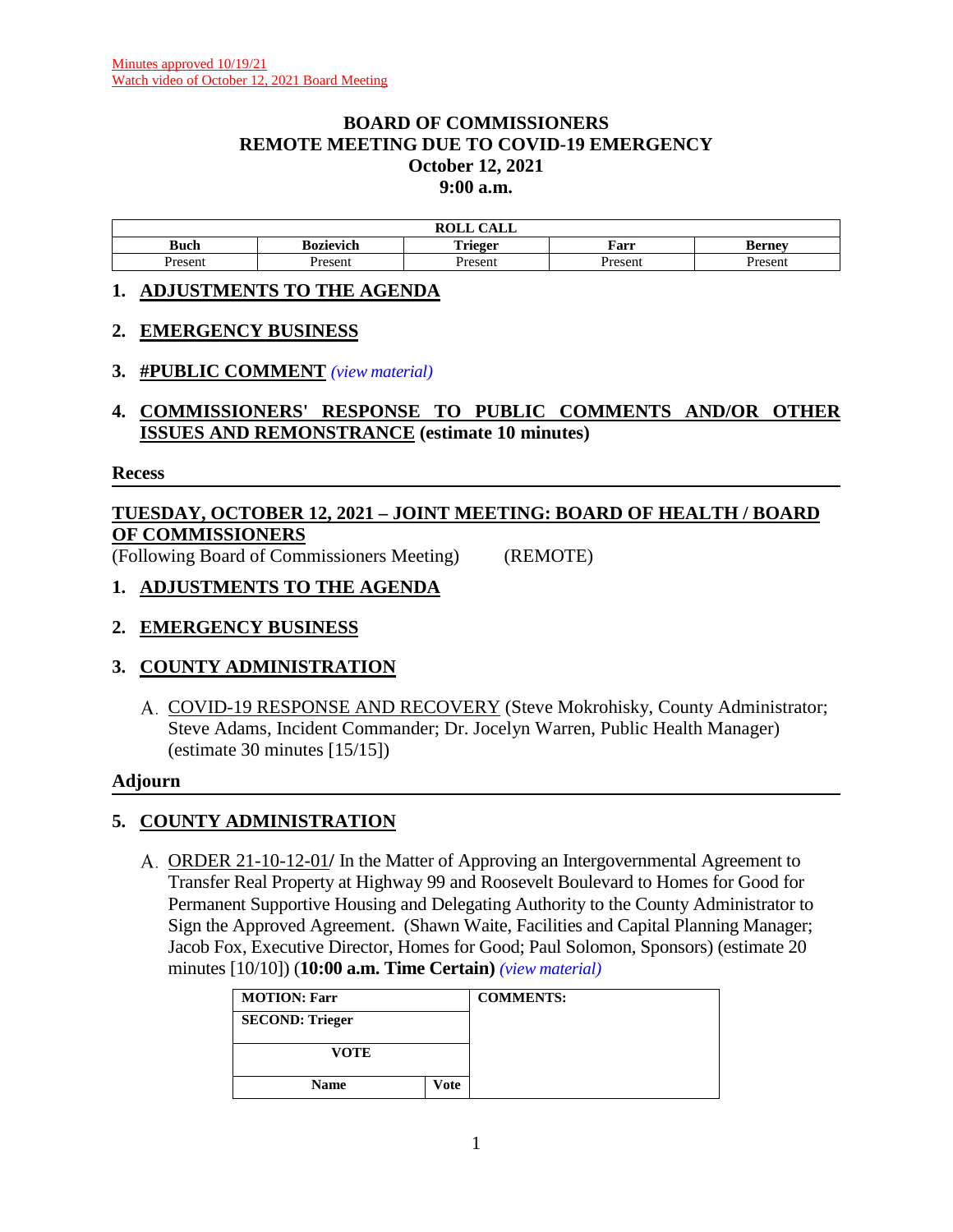Minutes approved 10/19/21
Watch video of October 12, 2021 Board Meeting

# BOARD OF COMMISSIONERS
## REMOTE MEETING DUE TO COVID-19 EMERGENCY
### October 12, 2021
### 9:00 a.m.

| ROLL CALL | | | | |
|---|---|---|---|---|
| **Buch** | **Bozievich** | **Trieger** | **Farr** | **Berney** |
| Present | Present | Present | Present | Present |

## 1. ADJUSTMENTS TO THE AGENDA

## 2. EMERGENCY BUSINESS

## 3. #PUBLIC COMMENT *(view material)*

## 4. COMMISSIONERS' RESPONSE TO PUBLIC COMMENTS AND/OR OTHER ISSUES AND REMONSTRANCE (estimate 10 minutes)

**Recess**

---

## TUESDAY, OCTOBER 12, 2021 – JOINT MEETING: BOARD OF HEALTH / BOARD OF COMMISSIONERS

(Following Board of Commissioners Meeting) (REMOTE)

## 1. ADJUSTMENTS TO THE AGENDA

## 2. EMERGENCY BUSINESS

## 3. COUNTY ADMINISTRATION

A. COVID-19 RESPONSE AND RECOVERY (Steve Mokrohisky, County Administrator; Steve Adams, Incident Commander; Dr. Jocelyn Warren, Public Health Manager) (estimate 30 minutes [15/15])

**Adjourn**

---

## 5. COUNTY ADMINISTRATION

A. ORDER 21-10-12-01/ In the Matter of Approving an Intergovernmental Agreement to Transfer Real Property at Highway 99 and Roosevelt Boulevard to Homes for Good for Permanent Supportive Housing and Delegating Authority to the County Administrator to Sign the Approved Agreement. (Shawn Waite, Facilities and Capital Planning Manager; Jacob Fox, Executive Director, Homes for Good; Paul Solomon, Sponsors) (estimate 20 minutes [10/10]) (**10:00 a.m. Time Certain)** *(view material)*

| MOTION: Farr | | COMMENTS: |
|---|---|---|
| SECOND: Trieger | | |
| VOTE | | |
| Name | Vote | |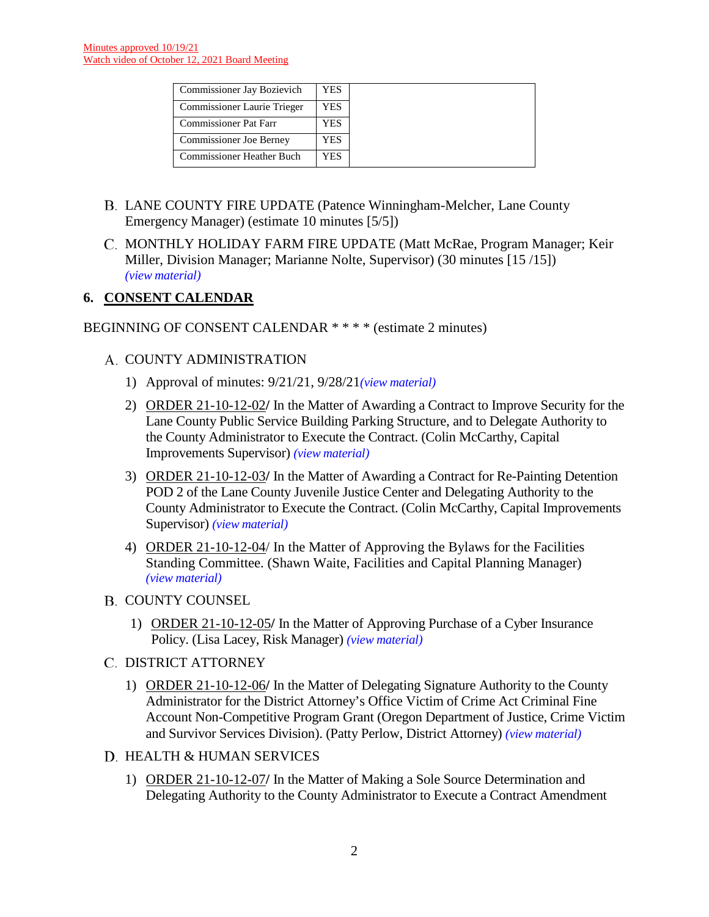Minutes approved 10/19/21
Watch video of October 12, 2021 Board Meeting

| | | |
|---|---|---|
| Commissioner Jay Bozievich | YES | |
| Commissioner Laurie Trieger | YES | |
| Commissioner Pat Farr | YES | |
| Commissioner Joe Berney | YES | |
| Commissioner Heather Buch | YES | |

B. LANE COUNTY FIRE UPDATE (Patence Winningham-Melcher, Lane County Emergency Manager) (estimate 10 minutes [5/5])

C. MONTHLY HOLIDAY FARM FIRE UPDATE (Matt McRae, Program Manager; Keir Miller, Division Manager; Marianne Nolte, Supervisor) (30 minutes [15 /15]) *(view material)*

## 6. CONSENT CALENDAR

BEGINNING OF CONSENT CALENDAR * * * * (estimate 2 minutes)

A. COUNTY ADMINISTRATION

1) Approval of minutes: 9/21/21, 9/28/21*(view material)*

2) ORDER 21-10-12-02/ In the Matter of Awarding a Contract to Improve Security for the Lane County Public Service Building Parking Structure, and to Delegate Authority to the County Administrator to Execute the Contract. (Colin McCarthy, Capital Improvements Supervisor) *(view material)*

3) ORDER 21-10-12-03/ In the Matter of Awarding a Contract for Re-Painting Detention POD 2 of the Lane County Juvenile Justice Center and Delegating Authority to the County Administrator to Execute the Contract. (Colin McCarthy, Capital Improvements Supervisor) *(view material)*

4) ORDER 21-10-12-04/ In the Matter of Approving the Bylaws for the Facilities Standing Committee. (Shawn Waite, Facilities and Capital Planning Manager) *(view material)*

B. COUNTY COUNSEL

1) ORDER 21-10-12-05/ In the Matter of Approving Purchase of a Cyber Insurance Policy. (Lisa Lacey, Risk Manager) *(view material)*

C. DISTRICT ATTORNEY

1) ORDER 21-10-12-06/ In the Matter of Delegating Signature Authority to the County Administrator for the District Attorney's Office Victim of Crime Act Criminal Fine Account Non-Competitive Program Grant (Oregon Department of Justice, Crime Victim and Survivor Services Division). (Patty Perlow, District Attorney) *(view material)*

D. HEALTH & HUMAN SERVICES

1) ORDER 21-10-12-07/ In the Matter of Making a Sole Source Determination and Delegating Authority to the County Administrator to Execute a Contract Amendment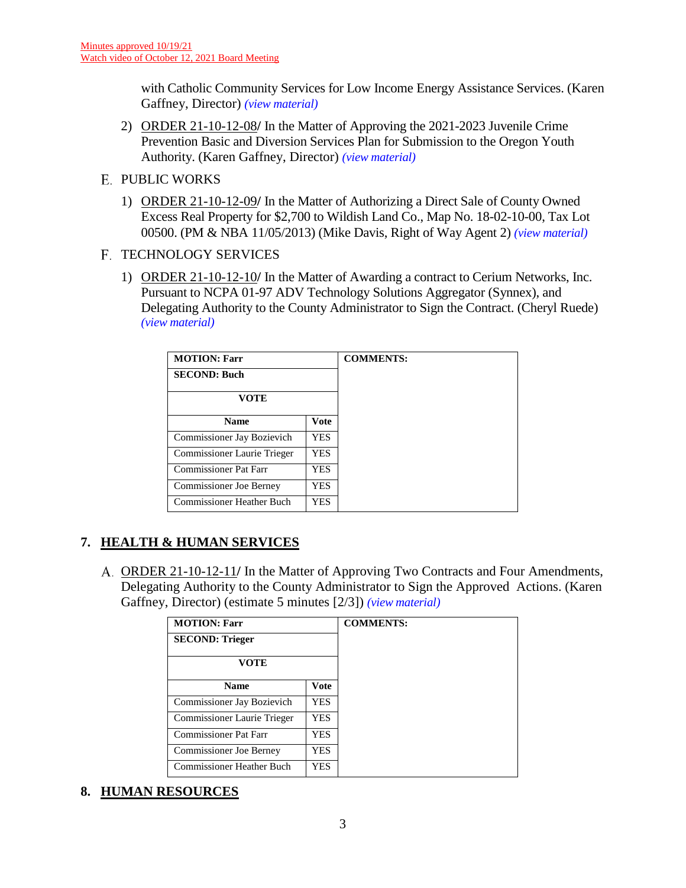Minutes approved 10/19/21
Watch video of October 12, 2021 Board Meeting

with Catholic Community Services for Low Income Energy Assistance Services. (Karen Gaffney, Director) *(view material)*

2) ORDER 21-10-12-08/ In the Matter of Approving the 2021-2023 Juvenile Crime Prevention Basic and Diversion Services Plan for Submission to the Oregon Youth Authority. (Karen Gaffney, Director) *(view material)*

E. PUBLIC WORKS

1) ORDER 21-10-12-09/ In the Matter of Authorizing a Direct Sale of County Owned Excess Real Property for $2,700 to Wildish Land Co., Map No. 18-02-10-00, Tax Lot 00500. (PM & NBA 11/05/2013) (Mike Davis, Right of Way Agent 2) *(view material)*

F. TECHNOLOGY SERVICES

1) ORDER 21-10-12-10/ In the Matter of Awarding a contract to Cerium Networks, Inc. Pursuant to NCPA 01-97 ADV Technology Solutions Aggregator (Synnex), and Delegating Authority to the County Administrator to Sign the Contract. (Cheryl Ruede) *(view material)*

| **MOTION: Farr** | | **COMMENTS:** |
|---|---|---|
| **SECOND: Buch** | | |
| **VOTE** | | |
| **Name** | **Vote** | |
| Commissioner Jay Bozievich | YES | |
| Commissioner Laurie Trieger | YES | |
| Commissioner Pat Farr | YES | |
| Commissioner Joe Berney | YES | |
| Commissioner Heather Buch | YES | |

## 7. HEALTH & HUMAN SERVICES

A. ORDER 21-10-12-11/ In the Matter of Approving Two Contracts and Four Amendments, Delegating Authority to the County Administrator to Sign the Approved Actions. (Karen Gaffney, Director) (estimate 5 minutes [2/3]) *(view material)*

| **MOTION: Farr** | | **COMMENTS:** |
|---|---|---|
| **SECOND: Trieger** | | |
| **VOTE** | | |
| **Name** | **Vote** | |
| Commissioner Jay Bozievich | YES | |
| Commissioner Laurie Trieger | YES | |
| Commissioner Pat Farr | YES | |
| Commissioner Joe Berney | YES | |
| Commissioner Heather Buch | YES | |

## 8. HUMAN RESOURCES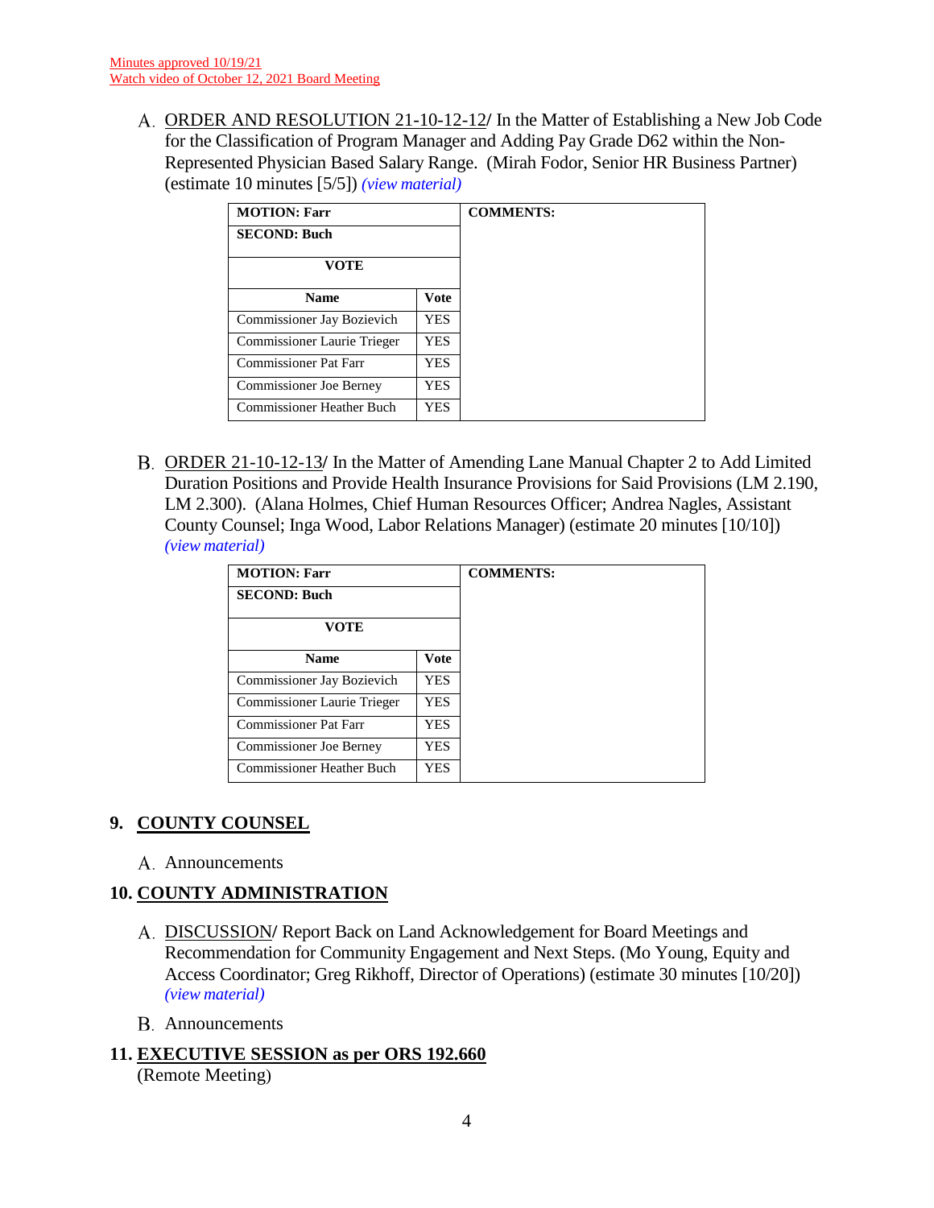Minutes approved 10/19/21
Watch video of October 12, 2021 Board Meeting

A. ORDER AND RESOLUTION 21-10-12-12/ In the Matter of Establishing a New Job Code for the Classification of Program Manager and Adding Pay Grade D62 within the Non-Represented Physician Based Salary Range. (Mirah Fodor, Senior HR Business Partner) (estimate 10 minutes [5/5]) *(view material)*

| **MOTION: Farr** | | **COMMENTS:** |
|---|---|---|
| **SECOND: Buch** | | |
| **VOTE** | | |
| **Name** | **Vote** | |
| Commissioner Jay Bozievich | YES | |
| Commissioner Laurie Trieger | YES | |
| Commissioner Pat Farr | YES | |
| Commissioner Joe Berney | YES | |
| Commissioner Heather Buch | YES | |

B. ORDER 21-10-12-13/ In the Matter of Amending Lane Manual Chapter 2 to Add Limited Duration Positions and Provide Health Insurance Provisions for Said Provisions (LM 2.190, LM 2.300). (Alana Holmes, Chief Human Resources Officer; Andrea Nagles, Assistant County Counsel; Inga Wood, Labor Relations Manager) (estimate 20 minutes [10/10]) *(view material)*

| **MOTION: Farr** | | **COMMENTS:** |
|---|---|---|
| **SECOND: Buch** | | |
| **VOTE** | | |
| **Name** | **Vote** | |
| Commissioner Jay Bozievich | YES | |
| Commissioner Laurie Trieger | YES | |
| Commissioner Pat Farr | YES | |
| Commissioner Joe Berney | YES | |
| Commissioner Heather Buch | YES | |

## 9. COUNTY COUNSEL

A. Announcements

## 10. COUNTY ADMINISTRATION

A. DISCUSSION/ Report Back on Land Acknowledgement for Board Meetings and Recommendation for Community Engagement and Next Steps. (Mo Young, Equity and Access Coordinator; Greg Rikhoff, Director of Operations) (estimate 30 minutes [10/20]) *(view material)*

B. Announcements

## 11. EXECUTIVE SESSION as per ORS 192.660

(Remote Meeting)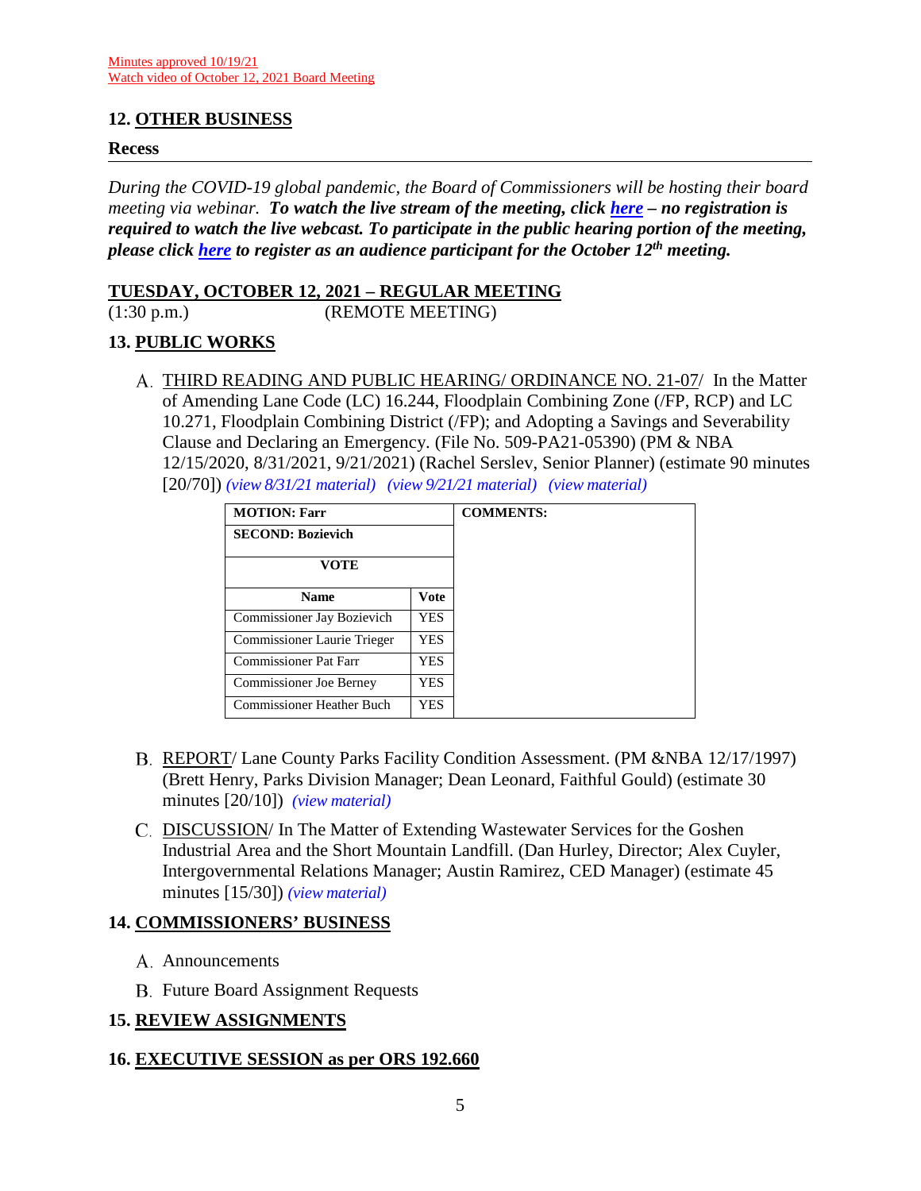Minutes approved 10/19/21
Watch video of October 12, 2021 Board Meeting

## 12. OTHER BUSINESS

### Recess

---

*During the COVID-19 global pandemic, the Board of Commissioners will be hosting their board meeting via webinar.* ***To watch the live stream of the meeting, click here – no registration is required to watch the live webcast. To participate in the public hearing portion of the meeting, please click here to register as an audience participant for the October 12th meeting.***

## TUESDAY, OCTOBER 12, 2021 – REGULAR MEETING

(1:30 p.m.) (REMOTE MEETING)

## 13. PUBLIC WORKS

A. THIRD READING AND PUBLIC HEARING/ ORDINANCE NO. 21-07/ In the Matter of Amending Lane Code (LC) 16.244, Floodplain Combining Zone (/FP, RCP) and LC 10.271, Floodplain Combining District (/FP); and Adopting a Savings and Severability Clause and Declaring an Emergency. (File No. 509-PA21-05390) (PM & NBA 12/15/2020, 8/31/2021, 9/21/2021) (Rachel Serslev, Senior Planner) (estimate 90 minutes [20/70]) *(view 8/31/21 material) (view 9/21/21 material) (view material)*

| **MOTION: Farr** | | **COMMENTS:** |
|---|---|---|
| **SECOND: Bozievich** | | |
| **VOTE** | | |
| **Name** | **Vote** | |
| Commissioner Jay Bozievich | YES | |
| Commissioner Laurie Trieger | YES | |
| Commissioner Pat Farr | YES | |
| Commissioner Joe Berney | YES | |
| Commissioner Heather Buch | YES | |

B. REPORT/ Lane County Parks Facility Condition Assessment. (PM &NBA 12/17/1997) (Brett Henry, Parks Division Manager; Dean Leonard, Faithful Gould) (estimate 30 minutes [20/10]) *(view material)*

C. DISCUSSION/ In The Matter of Extending Wastewater Services for the Goshen Industrial Area and the Short Mountain Landfill. (Dan Hurley, Director; Alex Cuyler, Intergovernmental Relations Manager; Austin Ramirez, CED Manager) (estimate 45 minutes [15/30]) *(view material)*

## 14. COMMISSIONERS' BUSINESS

A. Announcements

B. Future Board Assignment Requests

## 15. REVIEW ASSIGNMENTS

## 16. EXECUTIVE SESSION as per ORS 192.660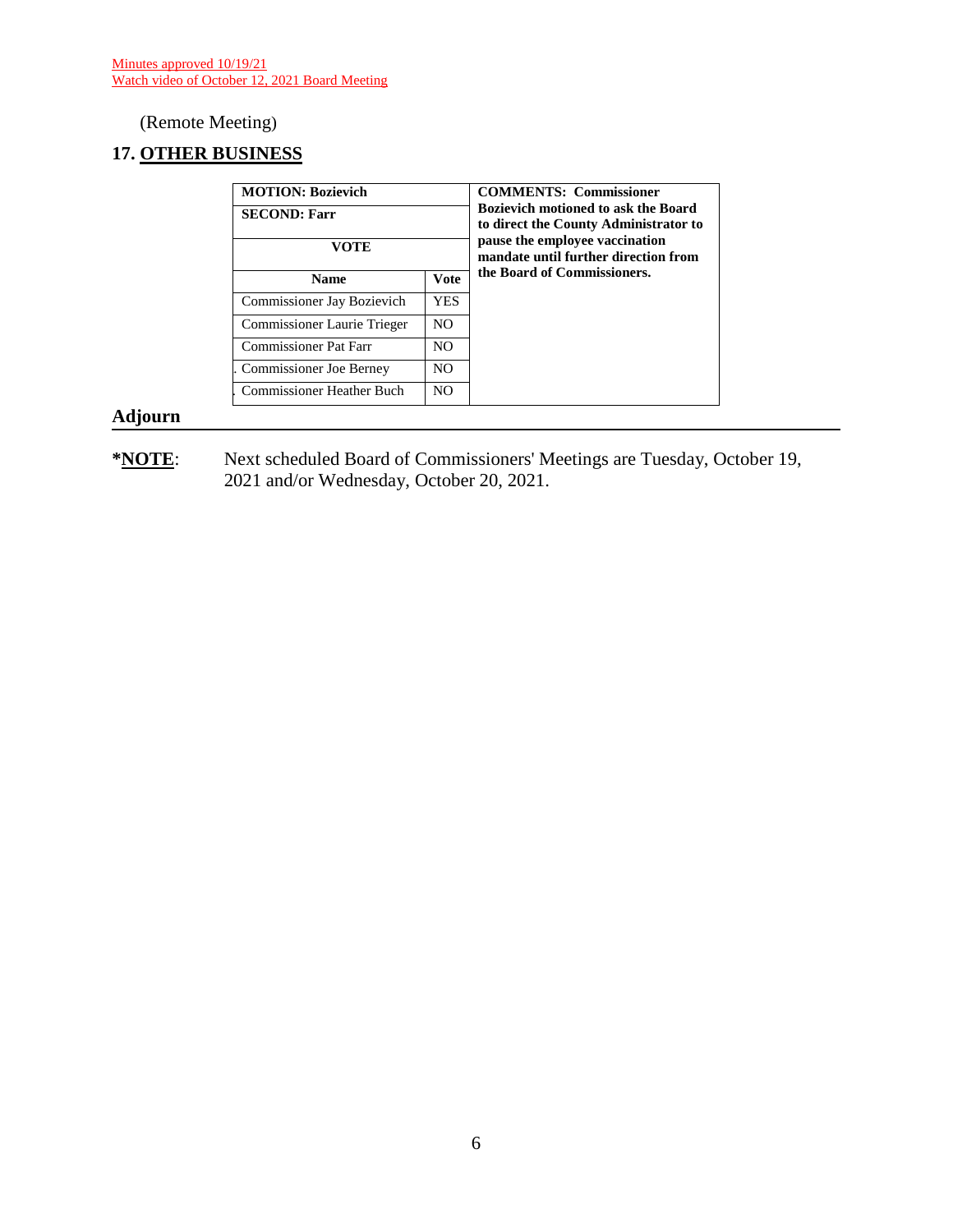Minutes approved 10/19/21
Watch video of October 12, 2021 Board Meeting

(Remote Meeting)

## 17. **OTHER BUSINESS**

| **MOTION: Bozievich** | | **COMMENTS: Commissioner Bozievich motioned to ask the Board to direct the County Administrator to pause the employee vaccination mandate until further direction from the Board of Commissioners.** |
|---|---|---|
| **SECOND: Farr** | | |
| **VOTE** | | |
| **Name** | **Vote** | |
| Commissioner Jay Bozievich | YES | |
| Commissioner Laurie Trieger | NO | |
| Commissioner Pat Farr | NO | |
| Commissioner Joe Berney | NO | |
| Commissioner Heather Buch | NO | |

## Adjourn

***NOTE**: Next scheduled Board of Commissioners' Meetings are Tuesday, October 19, 2021 and/or Wednesday, October 20, 2021.